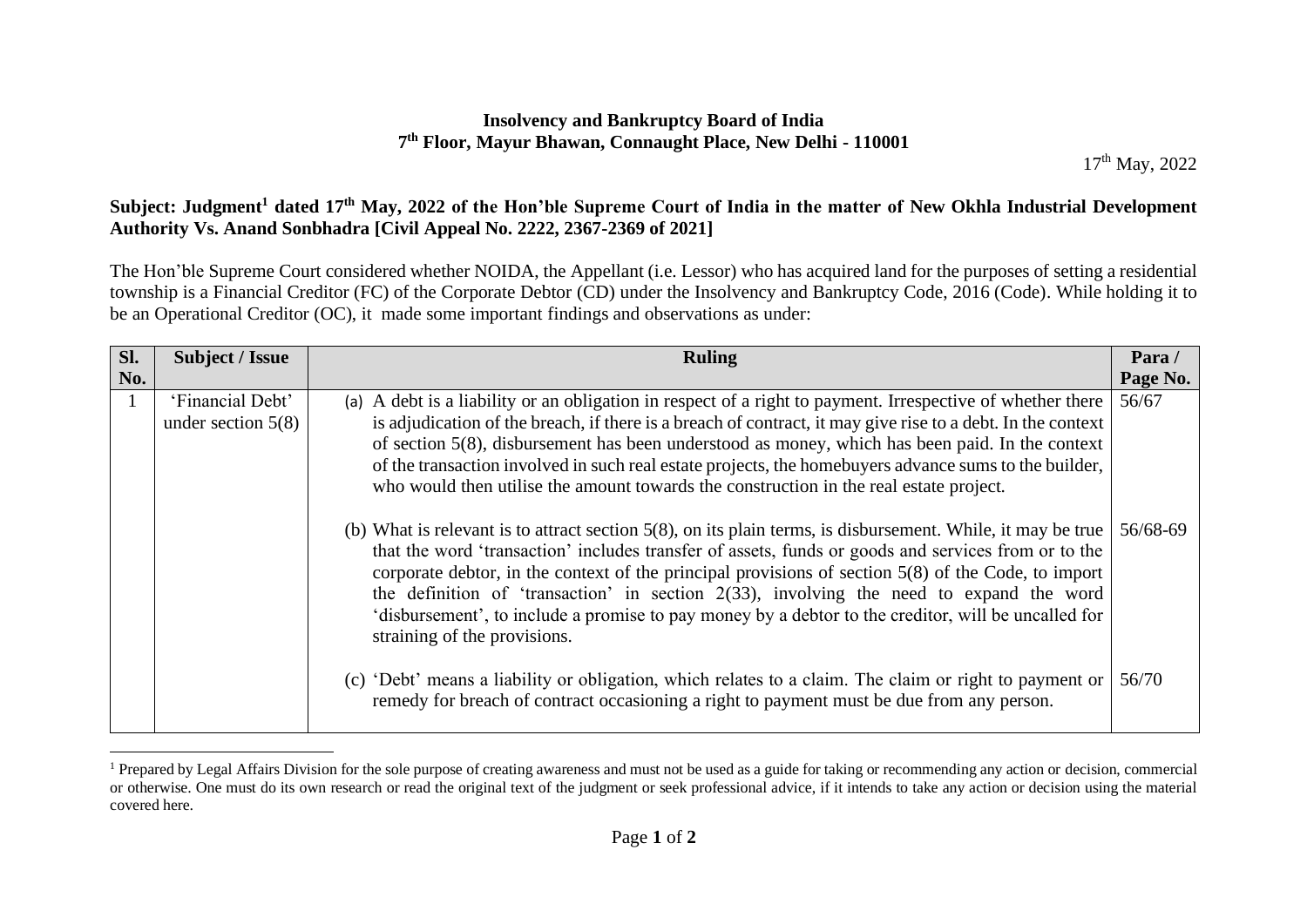**Insolvency and Bankruptcy Board of India**
**7th Floor, Mayur Bhawan, Connaught Place, New Delhi - 110001**

17th May, 2022

**Subject: Judgment[1] dated 17th May, 2022 of the Hon'ble Supreme Court of India in the matter of New Okhla Industrial Development Authority Vs. Anand Sonbhadra [Civil Appeal No. 2222, 2367-2369 of 2021]**

The Hon'ble Supreme Court considered whether NOIDA, the Appellant (i.e. Lessor) who has acquired land for the purposes of setting a residential township is a Financial Creditor (FC) of the Corporate Debtor (CD) under the Insolvency and Bankruptcy Code, 2016 (Code). While holding it to be an Operational Creditor (OC), it made some important findings and observations as under:

| Sl. No. | Subject / Issue | Ruling | Para / Page No. |
|---|---|---|---|
| 1 | 'Financial Debt' under section 5(8) | (a) A debt is a liability or an obligation in respect of a right to payment. Irrespective of whether there is adjudication of the breach, if there is a breach of contract, it may give rise to a debt. In the context of section 5(8), disbursement has been understood as money, which has been paid. In the context of the transaction involved in such real estate projects, the homebuyers advance sums to the builder, who would then utilise the amount towards the construction in the real estate project. | 56/67 |
| | | (b) What is relevant is to attract section 5(8), on its plain terms, is disbursement. While, it may be true that the word 'transaction' includes transfer of assets, funds or goods and services from or to the corporate debtor, in the context of the principal provisions of section 5(8) of the Code, to import the definition of 'transaction' in section 2(33), involving the need to expand the word 'disbursement', to include a promise to pay money by a debtor to the creditor, will be uncalled for straining of the provisions. | 56/68-69 |
| | | (c) 'Debt' means a liability or obligation, which relates to a claim. The claim or right to payment or remedy for breach of contract occasioning a right to payment must be due from any person. | 56/70 |

[1] Prepared by Legal Affairs Division for the sole purpose of creating awareness and must not be used as a guide for taking or recommending any action or decision, commercial or otherwise. One must do its own research or read the original text of the judgment or seek professional advice, if it intends to take any action or decision using the material covered here.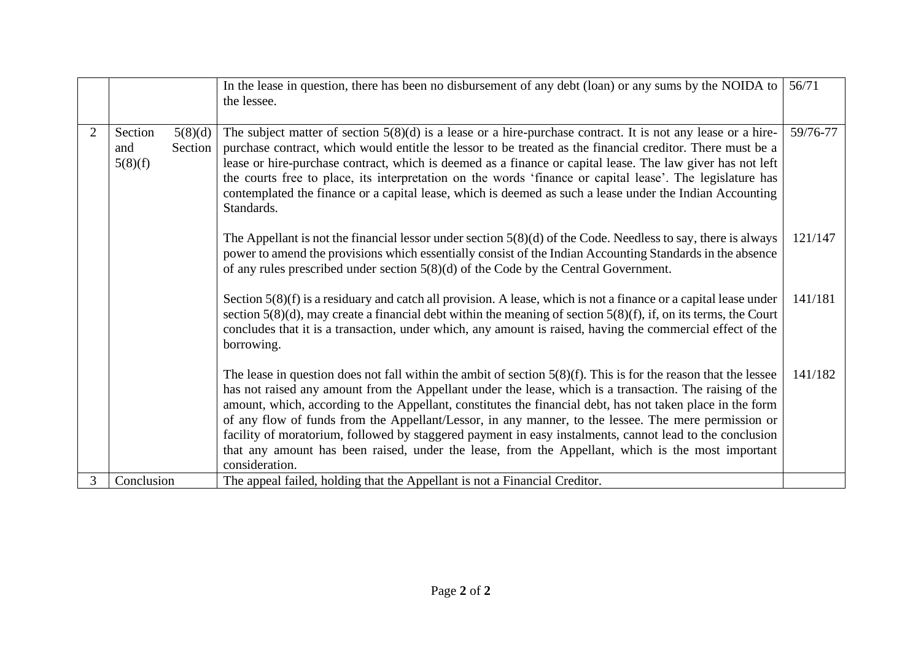| | | | |
|---|---|---|---|
| | | In the lease in question, there has been no disbursement of any debt (loan) or any sums by the NOIDA to the lessee. | 56/71 |
| 2 | Section 5(8)(d) and Section 5(8)(f) | The subject matter of section 5(8)(d) is a lease or a hire-purchase contract. It is not any lease or a hire-purchase contract, which would entitle the lessor to be treated as the financial creditor. There must be a lease or hire-purchase contract, which is deemed as a finance or capital lease. The law giver has not left the courts free to place, its interpretation on the words 'finance or capital lease'. The legislature has contemplated the finance or a capital lease, which is deemed as such a lease under the Indian Accounting Standards. | 59/76-77 |
| | | The Appellant is not the financial lessor under section 5(8)(d) of the Code. Needless to say, there is always power to amend the provisions which essentially consist of the Indian Accounting Standards in the absence of any rules prescribed under section 5(8)(d) of the Code by the Central Government. | 121/147 |
| | | Section 5(8)(f) is a residuary and catch all provision. A lease, which is not a finance or a capital lease under section 5(8)(d), may create a financial debt within the meaning of section 5(8)(f), if, on its terms, the Court concludes that it is a transaction, under which, any amount is raised, having the commercial effect of the borrowing. | 141/181 |
| | | The lease in question does not fall within the ambit of section 5(8)(f). This is for the reason that the lessee has not raised any amount from the Appellant under the lease, which is a transaction. The raising of the amount, which, according to the Appellant, constitutes the financial debt, has not taken place in the form of any flow of funds from the Appellant/Lessor, in any manner, to the lessee. The mere permission or facility of moratorium, followed by staggered payment in easy instalments, cannot lead to the conclusion that any amount has been raised, under the lease, from the Appellant, which is the most important consideration. | 141/182 |
| 3 | Conclusion | The appeal failed, holding that the Appellant is not a Financial Creditor. | |